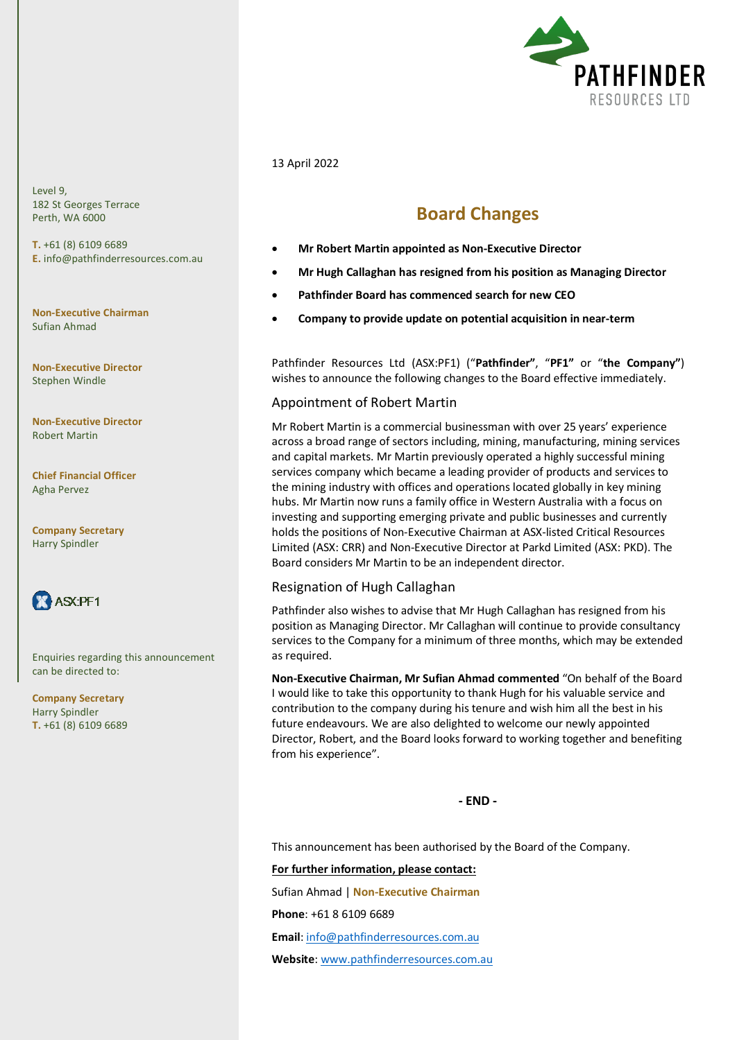PATHFINDER RESOURCES LTD

Level 9,
182 St Georges Terrace
Perth, WA 6000

**T.** +61 (8) 6109 6689
**E.** info@pathfinderresources.com.au

**Non-Executive Chairman**
Sufian Ahmad

**Non-Executive Director**
Stephen Windle

**Non-Executive Director**
Robert Martin

**Chief Financial Officer**
Agha Pervez

**Company Secretary**
Harry Spindler

ASX:PF1

Enquiries regarding this announcement can be directed to:

**Company Secretary**
Harry Spindler
**T.** +61 (8) 6109 6689

13 April 2022

# Board Changes

- **Mr Robert Martin appointed as Non-Executive Director**
- **Mr Hugh Callaghan has resigned from his position as Managing Director**
- **Pathfinder Board has commenced search for new CEO**
- **Company to provide update on potential acquisition in near-term**

Pathfinder Resources Ltd (ASX:PF1) ("**Pathfinder"**, "**PF1"** or "**the Company"**) wishes to announce the following changes to the Board effective immediately.

## Appointment of Robert Martin

Mr Robert Martin is a commercial businessman with over 25 years' experience across a broad range of sectors including, mining, manufacturing, mining services and capital markets. Mr Martin previously operated a highly successful mining services company which became a leading provider of products and services to the mining industry with offices and operations located globally in key mining hubs. Mr Martin now runs a family office in Western Australia with a focus on investing and supporting emerging private and public businesses and currently holds the positions of Non-Executive Chairman at ASX-listed Critical Resources Limited (ASX: CRR) and Non-Executive Director at Parkd Limited (ASX: PKD). The Board considers Mr Martin to be an independent director.

## Resignation of Hugh Callaghan

Pathfinder also wishes to advise that Mr Hugh Callaghan has resigned from his position as Managing Director. Mr Callaghan will continue to provide consultancy services to the Company for a minimum of three months, which may be extended as required.

**Non-Executive Chairman, Mr Sufian Ahmad commented** "On behalf of the Board I would like to take this opportunity to thank Hugh for his valuable service and contribution to the company during his tenure and wish him all the best in his future endeavours. We are also delighted to welcome our newly appointed Director, Robert, and the Board looks forward to working together and benefiting from his experience".

**- END -**

This announcement has been authorised by the Board of the Company.

**For further information, please contact:**

Sufian Ahmad | **Non-Executive Chairman**

**Phone**: +61 8 6109 6689

**Email**: info@pathfinderresources.com.au

**Website**: www.pathfinderresources.com.au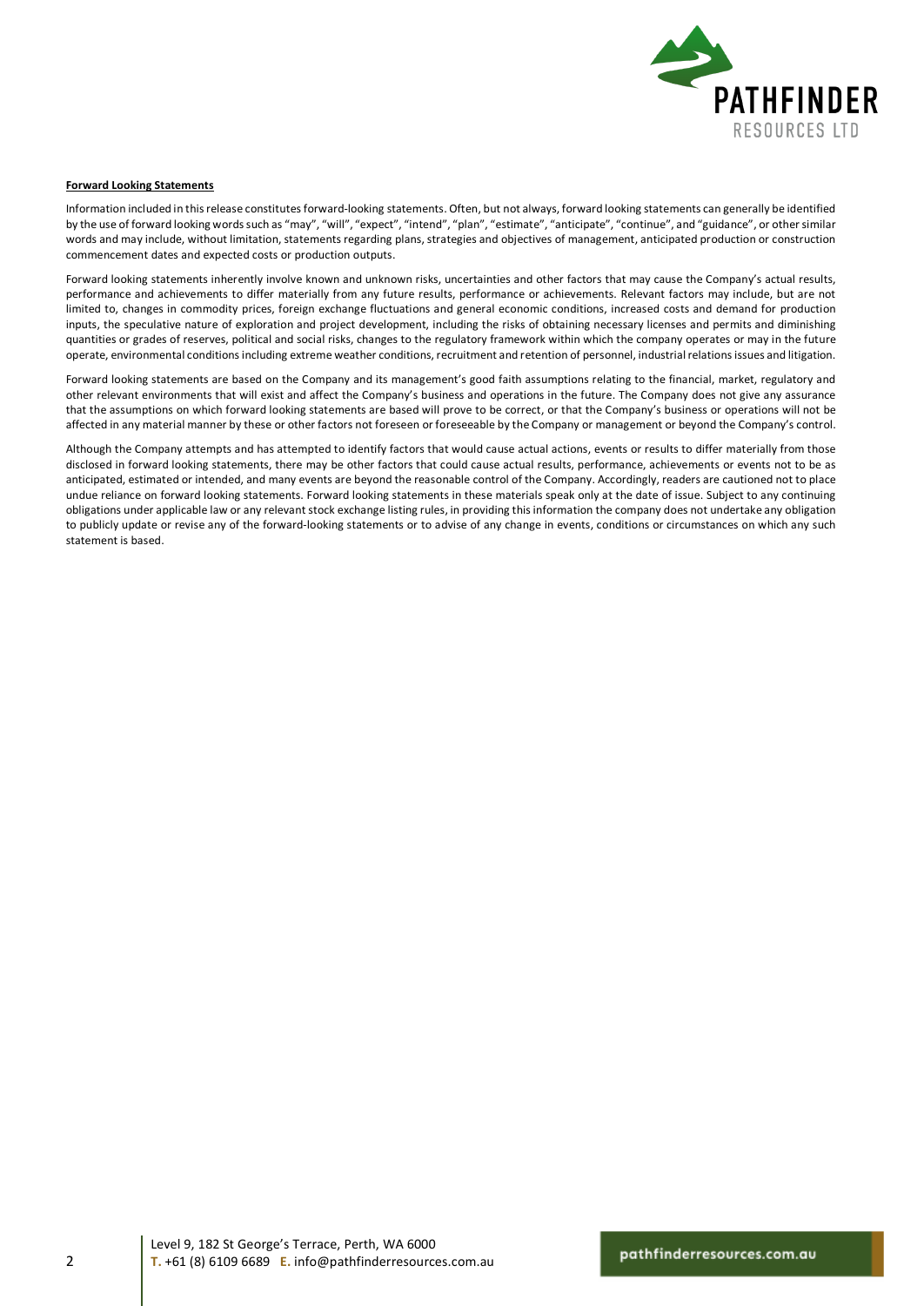**Forward Looking Statements**

Information included in this release constitutes forward-looking statements. Often, but not always, forward looking statements can generally be identified by the use of forward looking words such as "may", "will", "expect", "intend", "plan", "estimate", "anticipate", "continue", and "guidance", or other similar words and may include, without limitation, statements regarding plans, strategies and objectives of management, anticipated production or construction commencement dates and expected costs or production outputs.

Forward looking statements inherently involve known and unknown risks, uncertainties and other factors that may cause the Company's actual results, performance and achievements to differ materially from any future results, performance or achievements. Relevant factors may include, but are not limited to, changes in commodity prices, foreign exchange fluctuations and general economic conditions, increased costs and demand for production inputs, the speculative nature of exploration and project development, including the risks of obtaining necessary licenses and permits and diminishing quantities or grades of reserves, political and social risks, changes to the regulatory framework within which the company operates or may in the future operate, environmental conditions including extreme weather conditions, recruitment and retention of personnel, industrial relations issues and litigation.

Forward looking statements are based on the Company and its management's good faith assumptions relating to the financial, market, regulatory and other relevant environments that will exist and affect the Company's business and operations in the future. The Company does not give any assurance that the assumptions on which forward looking statements are based will prove to be correct, or that the Company's business or operations will not be affected in any material manner by these or other factors not foreseen or foreseeable by the Company or management or beyond the Company's control.

Although the Company attempts and has attempted to identify factors that would cause actual actions, events or results to differ materially from those disclosed in forward looking statements, there may be other factors that could cause actual results, performance, achievements or events not to be as anticipated, estimated or intended, and many events are beyond the reasonable control of the Company. Accordingly, readers are cautioned not to place undue reliance on forward looking statements. Forward looking statements in these materials speak only at the date of issue. Subject to any continuing obligations under applicable law or any relevant stock exchange listing rules, in providing this information the company does not undertake any obligation to publicly update or revise any of the forward-looking statements or to advise of any change in events, conditions or circumstances on which any such statement is based.